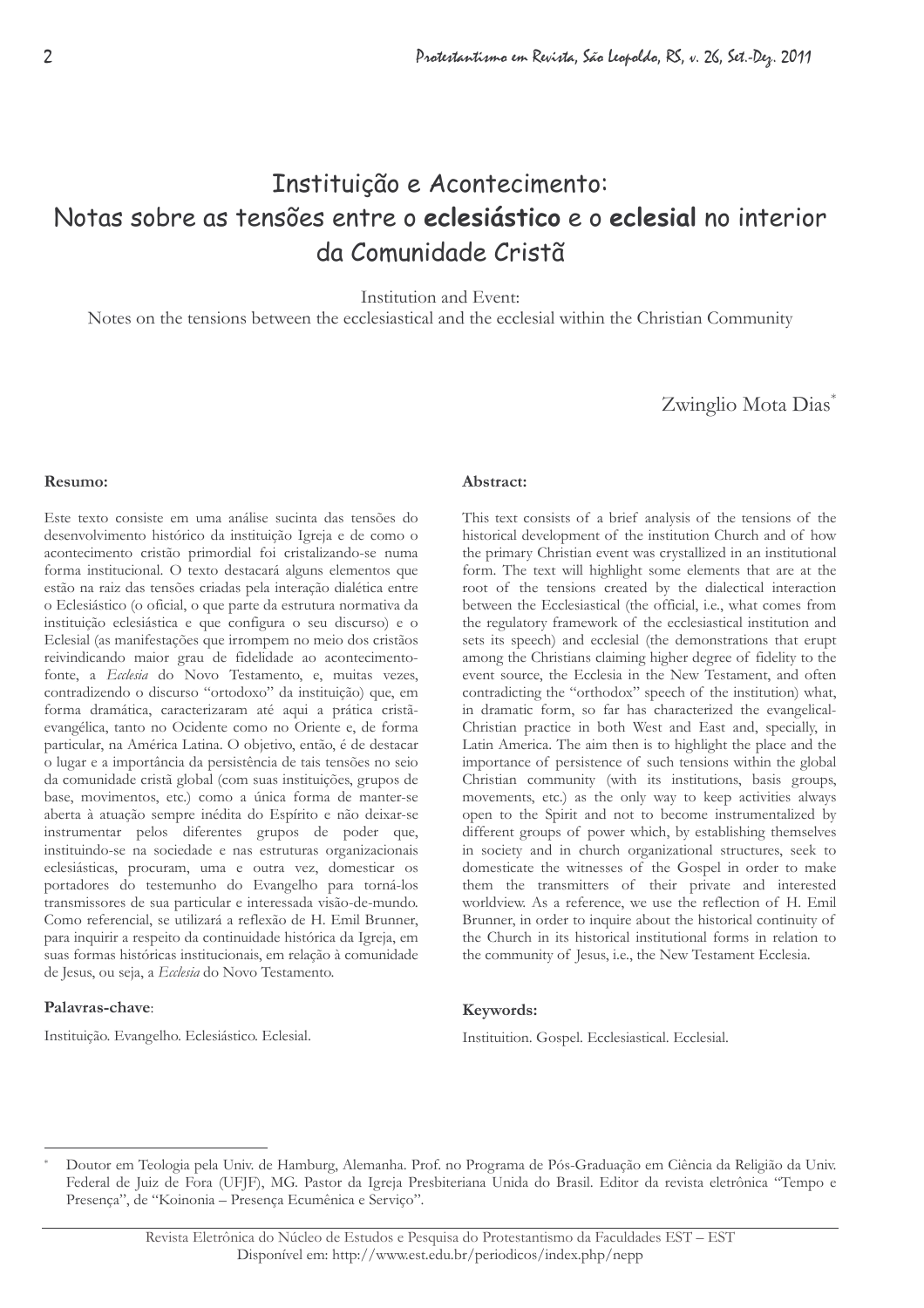# Instituição e Acontecimento: Notas sobre as tensões entre o **eclesiástico** e o **eclesial** no interior da Comunidade Cristã

Institution and Event:
Notes on the tensions between the ecclesiastical and the ecclesial within the Christian Community

Zwinglio Mota Dias*

**Resumo:**

Este texto consiste em uma análise sucinta das tensões do desenvolvimento histórico da instituição Igreja e de como o acontecimento cristão primordial foi cristalizando-se numa forma institucional. O texto destacará alguns elementos que estão na raiz das tensões criadas pela interação dialética entre o Eclesiástico (o oficial, o que parte da estrutura normativa da instituição eclesiástica e que configura o seu discurso) e o Eclesial (as manifestações que irrompem no meio dos cristãos reivindicando maior grau de fidelidade ao acontecimento-fonte, a *Ecclesia* do Novo Testamento, e, muitas vezes, contradizendo o discurso "ortodoxo" da instituição) que, em forma dramática, caracterizaram até aqui a prática cristã-evangélica, tanto no Ocidente como no Oriente e, de forma particular, na América Latina. O objetivo, então, é de destacar o lugar e a importância da persistência de tais tensões no seio da comunidade cristã global (com suas instituições, grupos de base, movimentos, etc.) como a única forma de manter-se aberta à atuação sempre inédita do Espírito e não deixar-se instrumentar pelos diferentes grupos de poder que, instituindo-se na sociedade e nas estruturas organizacionais eclesiásticas, procuram, uma e outra vez, domesticar os portadores do testemunho do Evangelho para torná-los transmissores de sua particular e interessada visão-de-mundo. Como referencial, se utilizará a reflexão de H. Emil Brunner, para inquirir a respeito da continuidade histórica da Igreja, em suas formas históricas institucionais, em relação à comunidade de Jesus, ou seja, a *Ecclesia* do Novo Testamento.

**Palavras-chave**:

Instituição. Evangelho. Eclesiástico. Eclesial.

**Abstract:**

This text consists of a brief analysis of the tensions of the historical development of the institution Church and of how the primary Christian event was crystallized in an institutional form. The text will highlight some elements that are at the root of the tensions created by the dialectical interaction between the Ecclesiastical (the official, i.e., what comes from the regulatory framework of the ecclesiastical institution and sets its speech) and ecclesial (the demonstrations that erupt among the Christians claiming higher degree of fidelity to the event source, the Ecclesia in the New Testament, and often contradicting the "orthodox" speech of the institution) what, in dramatic form, so far has characterized the evangelical-Christian practice in both West and East and, specially, in Latin America. The aim then is to highlight the place and the importance of persistence of such tensions within the global Christian community (with its institutions, basis groups, movements, etc.) as the only way to keep activities always open to the Spirit and not to become instrumentalized by different groups of power which, by establishing themselves in society and in church organizational structures, seek to domesticate the witnesses of the Gospel in order to make them the transmitters of their private and interested worldview. As a reference, we use the reflection of H. Emil Brunner, in order to inquire about the historical continuity of the Church in its historical institutional forms in relation to the community of Jesus, i.e., the New Testament Ecclesia.

**Keywords:**

Instituition. Gospel. Ecclesiastical. Ecclesial.

---

\* Doutor em Teologia pela Univ. de Hamburg, Alemanha. Prof. no Programa de Pós-Graduação em Ciência da Religião da Univ. Federal de Juiz de Fora (UFJF), MG. Pastor da Igreja Presbiteriana Unida do Brasil. Editor da revista eletrônica "Tempo e Presença", de "Koinonia – Presença Ecumênica e Serviço".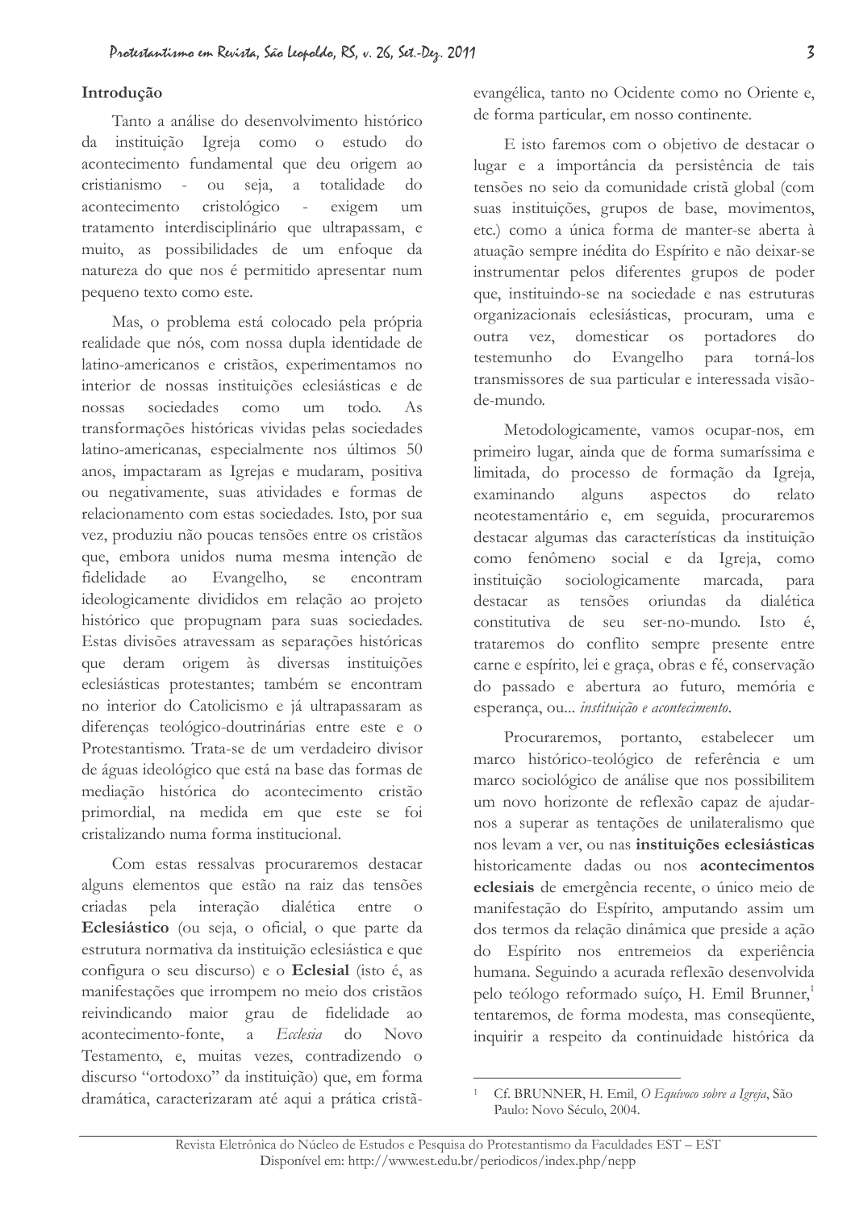## Introdução

Tanto a análise do desenvolvimento histórico da instituição Igreja como o estudo do acontecimento fundamental que deu origem ao cristianismo - ou seja, a totalidade do acontecimento cristológico - exigem um tratamento interdisciplinário que ultrapassam, e muito, as possibilidades de um enfoque da natureza do que nos é permitido apresentar num pequeno texto como este.

Mas, o problema está colocado pela própria realidade que nós, com nossa dupla identidade de latino-americanos e cristãos, experimentamos no interior de nossas instituições eclesiásticas e de nossas sociedades como um todo. As transformações históricas vividas pelas sociedades latino-americanas, especialmente nos últimos 50 anos, impactaram as Igrejas e mudaram, positiva ou negativamente, suas atividades e formas de relacionamento com estas sociedades. Isto, por sua vez, produziu não poucas tensões entre os cristãos que, embora unidos numa mesma intenção de fidelidade ao Evangelho, se encontram ideologicamente divididos em relação ao projeto histórico que propugnam para suas sociedades. Estas divisões atravessam as separações históricas que deram origem às diversas instituições eclesiásticas protestantes; também se encontram no interior do Catolicismo e já ultrapassaram as diferenças teológico-doutrinárias entre este e o Protestantismo. Trata-se de um verdadeiro divisor de águas ideológico que está na base das formas de mediação histórica do acontecimento cristão primordial, na medida em que este se foi cristalizando numa forma institucional.

Com estas ressalvas procuraremos destacar alguns elementos que estão na raiz das tensões criadas pela interação dialética entre o **Eclesiástico** (ou seja, o oficial, o que parte da estrutura normativa da instituição eclesiástica e que configura o seu discurso) e o **Eclesial** (isto é, as manifestações que irrompem no meio dos cristãos reivindicando maior grau de fidelidade ao acontecimento-fonte, a *Ecclesia* do Novo Testamento, e, muitas vezes, contradizendo o discurso "ortodoxo" da instituição) que, em forma dramática, caracterizaram até aqui a prática cristã-evangélica, tanto no Ocidente como no Oriente e, de forma particular, em nosso continente.

E isto faremos com o objetivo de destacar o lugar e a importância da persistência de tais tensões no seio da comunidade cristã global (com suas instituições, grupos de base, movimentos, etc.) como a única forma de manter-se aberta à atuação sempre inédita do Espírito e não deixar-se instrumentar pelos diferentes grupos de poder que, instituindo-se na sociedade e nas estruturas organizacionais eclesiásticas, procuram, uma e outra vez, domesticar os portadores do testemunho do Evangelho para torná-los transmissores de sua particular e interessada visão-de-mundo.

Metodologicamente, vamos ocupar-nos, em primeiro lugar, ainda que de forma sumaríssima e limitada, do processo de formação da Igreja, examinando alguns aspectos do relato neotestamentário e, em seguida, procuraremos destacar algumas das características da instituição como fenômeno social e da Igreja, como instituição sociologicamente marcada, para destacar as tensões oriundas da dialética constitutiva de seu ser-no-mundo. Isto é, trataremos do conflito sempre presente entre carne e espírito, lei e graça, obras e fé, conservação do passado e abertura ao futuro, memória e esperança, ou... *instituição e acontecimento*.

Procuraremos, portanto, estabelecer um marco histórico-teológico de referência e um marco sociológico de análise que nos possibilitem um novo horizonte de reflexão capaz de ajudar-nos a superar as tentações de unilateralismo que nos levam a ver, ou nas **instituições eclesiásticas** historicamente dadas ou nos **acontecimentos eclesiais** de emergência recente, o único meio de manifestação do Espírito, amputando assim um dos termos da relação dinâmica que preside a ação do Espírito nos entremeios da experiência humana. Seguindo a acurada reflexão desenvolvida pelo teólogo reformado suíço, H. Emil Brunner,[1] tentaremos, de forma modesta, mas conseqüente, inquirir a respeito da continuidade histórica da

---

[1] Cf. BRUNNER, H. Emil, *O Equívoco sobre a Igreja*, São Paulo: Novo Século, 2004.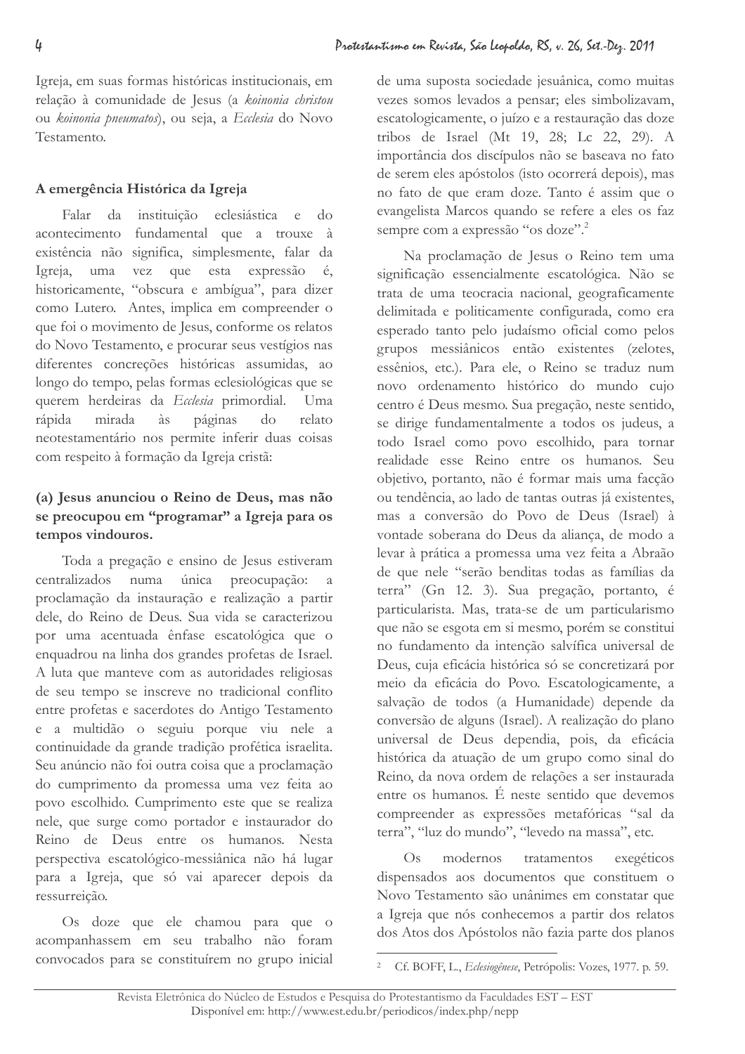Igreja, em suas formas históricas institucionais, em relação à comunidade de Jesus (a *koinonia christou* ou *koinonia pneumatos*), ou seja, a *Ecclesia* do Novo Testamento.

### A emergência Histórica da Igreja

Falar da instituição eclesiástica e do acontecimento fundamental que a trouxe à existência não significa, simplesmente, falar da Igreja, uma vez que esta expressão é, historicamente, "obscura e ambígua", para dizer como Lutero. Antes, implica em compreender o que foi o movimento de Jesus, conforme os relatos do Novo Testamento, e procurar seus vestígios nas diferentes concreções históricas assumidas, ao longo do tempo, pelas formas eclesiológicas que se querem herdeiras da *Ecclesia* primordial. Uma rápida mirada às páginas do relato neotestamentário nos permite inferir duas coisas com respeito à formação da Igreja cristã:

#### (a) Jesus anunciou o Reino de Deus, mas não se preocupou em "programar" a Igreja para os tempos vindouros.

Toda a pregação e ensino de Jesus estiveram centralizados numa única preocupação: a proclamação da instauração e realização a partir dele, do Reino de Deus. Sua vida se caracterizou por uma acentuada ênfase escatológica que o enquadrou na linha dos grandes profetas de Israel. A luta que manteve com as autoridades religiosas de seu tempo se inscreve no tradicional conflito entre profetas e sacerdotes do Antigo Testamento e a multidão o seguiu porque viu nele a continuidade da grande tradição profética israelita. Seu anúncio não foi outra coisa que a proclamação do cumprimento da promessa uma vez feita ao povo escolhido. Cumprimento este que se realiza nele, que surge como portador e instaurador do Reino de Deus entre os humanos. Nesta perspectiva escatológico-messiânica não há lugar para a Igreja, que só vai aparecer depois da ressurreição.

Os doze que ele chamou para que o acompanhassem em seu trabalho não foram convocados para se constituírem no grupo inicial de uma suposta sociedade jesuânica, como muitas vezes somos levados a pensar; eles simbolizavam, escatologicamente, o juízo e a restauração das doze tribos de Israel (Mt 19, 28; Lc 22, 29). A importância dos discípulos não se baseava no fato de serem eles apóstolos (isto ocorrerá depois), mas no fato de que eram doze. Tanto é assim que o evangelista Marcos quando se refere a eles os faz sempre com a expressão "os doze".[2]

Na proclamação de Jesus o Reino tem uma significação essencialmente escatológica. Não se trata de uma teocracia nacional, geograficamente delimitada e politicamente configurada, como era esperado tanto pelo judaísmo oficial como pelos grupos messiânicos então existentes (zelotes, essênios, etc.). Para ele, o Reino se traduz num novo ordenamento histórico do mundo cujo centro é Deus mesmo. Sua pregação, neste sentido, se dirige fundamentalmente a todos os judeus, a todo Israel como povo escolhido, para tornar realidade esse Reino entre os humanos. Seu objetivo, portanto, não é formar mais uma facção ou tendência, ao lado de tantas outras já existentes, mas a conversão do Povo de Deus (Israel) à vontade soberana do Deus da aliança, de modo a levar à prática a promessa uma vez feita a Abraão de que nele "serão benditas todas as famílias da terra" (Gn 12. 3). Sua pregação, portanto, é particularista. Mas, trata-se de um particularismo que não se esgota em si mesmo, porém se constitui no fundamento da intenção salvífica universal de Deus, cuja eficácia histórica só se concretizará por meio da eficácia do Povo. Escatologicamente, a salvação de todos (a Humanidade) depende da conversão de alguns (Israel). A realização do plano universal de Deus dependia, pois, da eficácia histórica da atuação de um grupo como sinal do Reino, da nova ordem de relações a ser instaurada entre os humanos. É neste sentido que devemos compreender as expressões metafóricas "sal da terra", "luz do mundo", "levedo na massa", etc.

Os modernos tratamentos exegéticos dispensados aos documentos que constituem o Novo Testamento são unânimes em constatar que a Igreja que nós conhecemos a partir dos relatos dos Atos dos Apóstolos não fazia parte dos planos

---

[2] Cf. BOFF, L., *Eclesiogênese*, Petrópolis: Vozes, 1977. p. 59.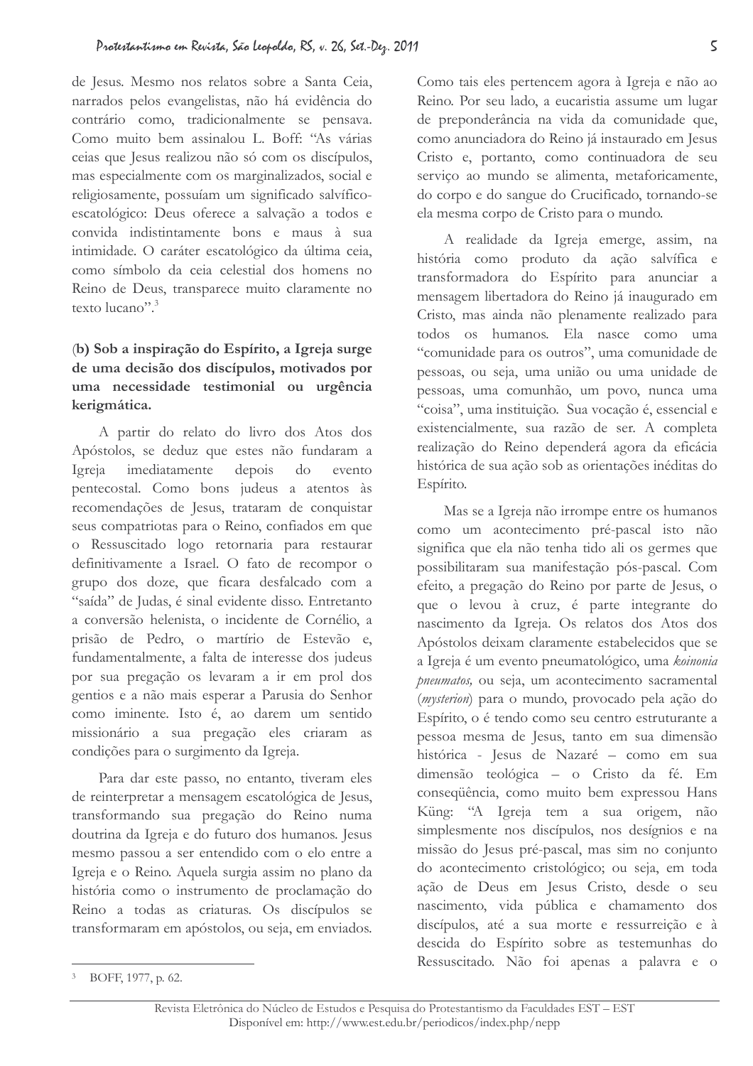de Jesus. Mesmo nos relatos sobre a Santa Ceia, narrados pelos evangelistas, não há evidência do contrário como, tradicionalmente se pensava. Como muito bem assinalou L. Boff: "As várias ceias que Jesus realizou não só com os discípulos, mas especialmente com os marginalizados, social e religiosamente, possuíam um significado salvífico-escatológico: Deus oferece a salvação a todos e convida indistintamente bons e maus à sua intimidade. O caráter escatológico da última ceia, como símbolo da ceia celestial dos homens no Reino de Deus, transparece muito claramente no texto lucano".[3]

(**b) Sob a inspiração do Espírito, a Igreja surge de uma decisão dos discípulos, motivados por uma necessidade testimonial ou urgência kerigmática.**

A partir do relato do livro dos Atos dos Apóstolos, se deduz que estes não fundaram a Igreja imediatamente depois do evento pentecostal. Como bons judeus a atentos às recomendações de Jesus, trataram de conquistar seus compatriotas para o Reino, confiados em que o Ressuscitado logo retornaria para restaurar definitivamente a Israel. O fato de recompor o grupo dos doze, que ficara desfalcado com a "saída" de Judas, é sinal evidente disso. Entretanto a conversão helenista, o incidente de Cornélio, a prisão de Pedro, o martírio de Estevão e, fundamentalmente, a falta de interesse dos judeus por sua pregação os levaram a ir em prol dos gentios e a não mais esperar a Parusia do Senhor como iminente. Isto é, ao darem um sentido missionário a sua pregação eles criaram as condições para o surgimento da Igreja.

Para dar este passo, no entanto, tiveram eles de reinterpretar a mensagem escatológica de Jesus, transformando sua pregação do Reino numa doutrina da Igreja e do futuro dos humanos. Jesus mesmo passou a ser entendido com o elo entre a Igreja e o Reino. Aquela surgia assim no plano da história como o instrumento de proclamação do Reino a todas as criaturas. Os discípulos se transformaram em apóstolos, ou seja, em enviados. Como tais eles pertencem agora à Igreja e não ao Reino. Por seu lado, a eucaristia assume um lugar de preponderância na vida da comunidade que, como anunciadora do Reino já instaurado em Jesus Cristo e, portanto, como continuadora de seu serviço ao mundo se alimenta, metaforicamente, do corpo e do sangue do Crucificado, tornando-se ela mesma corpo de Cristo para o mundo.

A realidade da Igreja emerge, assim, na história como produto da ação salvífica e transformadora do Espírito para anunciar a mensagem libertadora do Reino já inaugurado em Cristo, mas ainda não plenamente realizado para todos os humanos. Ela nasce como uma "comunidade para os outros", uma comunidade de pessoas, ou seja, uma união ou uma unidade de pessoas, uma comunhão, um povo, nunca uma "coisa", uma instituição. Sua vocação é, essencial e existencialmente, sua razão de ser. A completa realização do Reino dependerá agora da eficácia histórica de sua ação sob as orientações inéditas do Espírito.

Mas se a Igreja não irrompe entre os humanos como um acontecimento pré-pascal isto não significa que ela não tenha tido ali os germes que possibilitaram sua manifestação pós-pascal. Com efeito, a pregação do Reino por parte de Jesus, o que o levou à cruz, é parte integrante do nascimento da Igreja. Os relatos dos Atos dos Apóstolos deixam claramente estabelecidos que se a Igreja é um evento pneumatológico, uma *koinonia pneumatos,* ou seja, um acontecimento sacramental (*mysterion*) para o mundo, provocado pela ação do Espírito, o é tendo como seu centro estruturante a pessoa mesma de Jesus, tanto em sua dimensão histórica - Jesus de Nazaré – como em sua dimensão teológica – o Cristo da fé. Em conseqüência, como muito bem expressou Hans Küng: "A Igreja tem a sua origem, não simplesmente nos discípulos, nos desígnios e na missão do Jesus pré-pascal, mas sim no conjunto do acontecimento cristológico; ou seja, em toda ação de Deus em Jesus Cristo, desde o seu nascimento, vida pública e chamamento dos discípulos, até a sua morte e ressurreição e à descida do Espírito sobre as testemunhas do Ressuscitado. Não foi apenas a palavra e o

---

[3] BOFF, 1977, p. 62.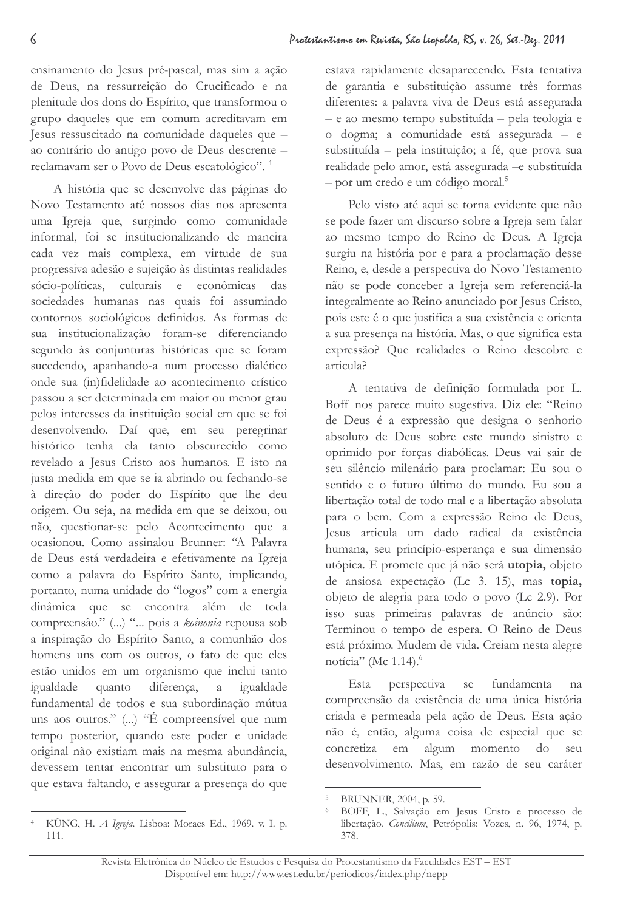ensinamento do Jesus pré-pascal, mas sim a ação de Deus, na ressurreição do Crucificado e na plenitude dos dons do Espírito, que transformou o grupo daqueles que em comum acreditavam em Jesus ressuscitado na comunidade daqueles que – ao contrário do antigo povo de Deus descrente – reclamavam ser o Povo de Deus escatológico".[4]

A história que se desenvolve das páginas do Novo Testamento até nossos dias nos apresenta uma Igreja que, surgindo como comunidade informal, foi se institucionalizando de maneira cada vez mais complexa, em virtude de sua progressiva adesão e sujeição às distintas realidades sócio-políticas, culturais e econômicas das sociedades humanas nas quais foi assumindo contornos sociológicos definidos. As formas de sua institucionalização foram-se diferenciando segundo às conjunturas históricas que se foram sucedendo, apanhando-a num processo dialético onde sua (in)fidelidade ao acontecimento crístico passou a ser determinada em maior ou menor grau pelos interesses da instituição social em que se foi desenvolvendo. Daí que, em seu peregrinar histórico tenha ela tanto obscurecido como revelado a Jesus Cristo aos humanos. E isto na justa medida em que se ia abrindo ou fechando-se à direção do poder do Espírito que lhe deu origem. Ou seja, na medida em que se deixou, ou não, questionar-se pelo Acontecimento que a ocasionou. Como assinalou Brunner: "A Palavra de Deus está verdadeira e efetivamente na Igreja como a palavra do Espírito Santo, implicando, portanto, numa unidade do "logos" com a energia dinâmica que se encontra além de toda compreensão." (...) "... pois a *koinonia* repousa sob a inspiração do Espírito Santo, a comunhão dos homens uns com os outros, o fato de que eles estão unidos em um organismo que inclui tanto igualdade quanto diferença, a igualdade fundamental de todos e sua subordinação mútua uns aos outros." (...) "É compreensível que num tempo posterior, quando este poder e unidade original não existiam mais na mesma abundância, devessem tentar encontrar um substituto para o que estava faltando, e assegurar a presença do que estava rapidamente desaparecendo. Esta tentativa de garantia e substituição assume três formas diferentes: a palavra viva de Deus está assegurada – e ao mesmo tempo substituída – pela teologia e o dogma; a comunidade está assegurada – e substituída – pela instituição; a fé, que prova sua realidade pelo amor, está assegurada –e substituída – por um credo e um código moral.[5]

Pelo visto até aqui se torna evidente que não se pode fazer um discurso sobre a Igreja sem falar ao mesmo tempo do Reino de Deus. A Igreja surgiu na história por e para a proclamação desse Reino, e, desde a perspectiva do Novo Testamento não se pode conceber a Igreja sem referenciá-la integralmente ao Reino anunciado por Jesus Cristo, pois este é o que justifica a sua existência e orienta a sua presença na história. Mas, o que significa esta expressão? Que realidades o Reino descobre e articula?

A tentativa de definição formulada por L. Boff nos parece muito sugestiva. Diz ele: "Reino de Deus é a expressão que designa o senhorio absoluto de Deus sobre este mundo sinistro e oprimido por forças diabólicas. Deus vai sair de seu silêncio milenário para proclamar: Eu sou o sentido e o futuro último do mundo. Eu sou a libertação total de todo mal e a libertação absoluta para o bem. Com a expressão Reino de Deus, Jesus articula um dado radical da existência humana, seu princípio-esperança e sua dimensão utópica. E promete que já não será **utopia,** objeto de ansiosa expectação (Lc 3. 15), mas **topia,** objeto de alegria para todo o povo (Lc 2.9). Por isso suas primeiras palavras de anúncio são: Terminou o tempo de espera. O Reino de Deus está próximo. Mudem de vida. Creiam nesta alegre notícia" (Mc 1.14).[6]

Esta perspectiva se fundamenta na compreensão da existência de uma única história criada e permeada pela ação de Deus. Esta ação não é, então, alguma coisa de especial que se concretiza em algum momento do seu desenvolvimento. Mas, em razão de seu caráter

---

[4] KÜNG, H. *A Igreja*. Lisboa: Moraes Ed., 1969. v. I. p. 111.

[5] BRUNNER, 2004, p. 59.

[6] BOFF, L., Salvação em Jesus Cristo e processo de libertação. *Concilium*, Petrópolis: Vozes, n. 96, 1974, p. 378.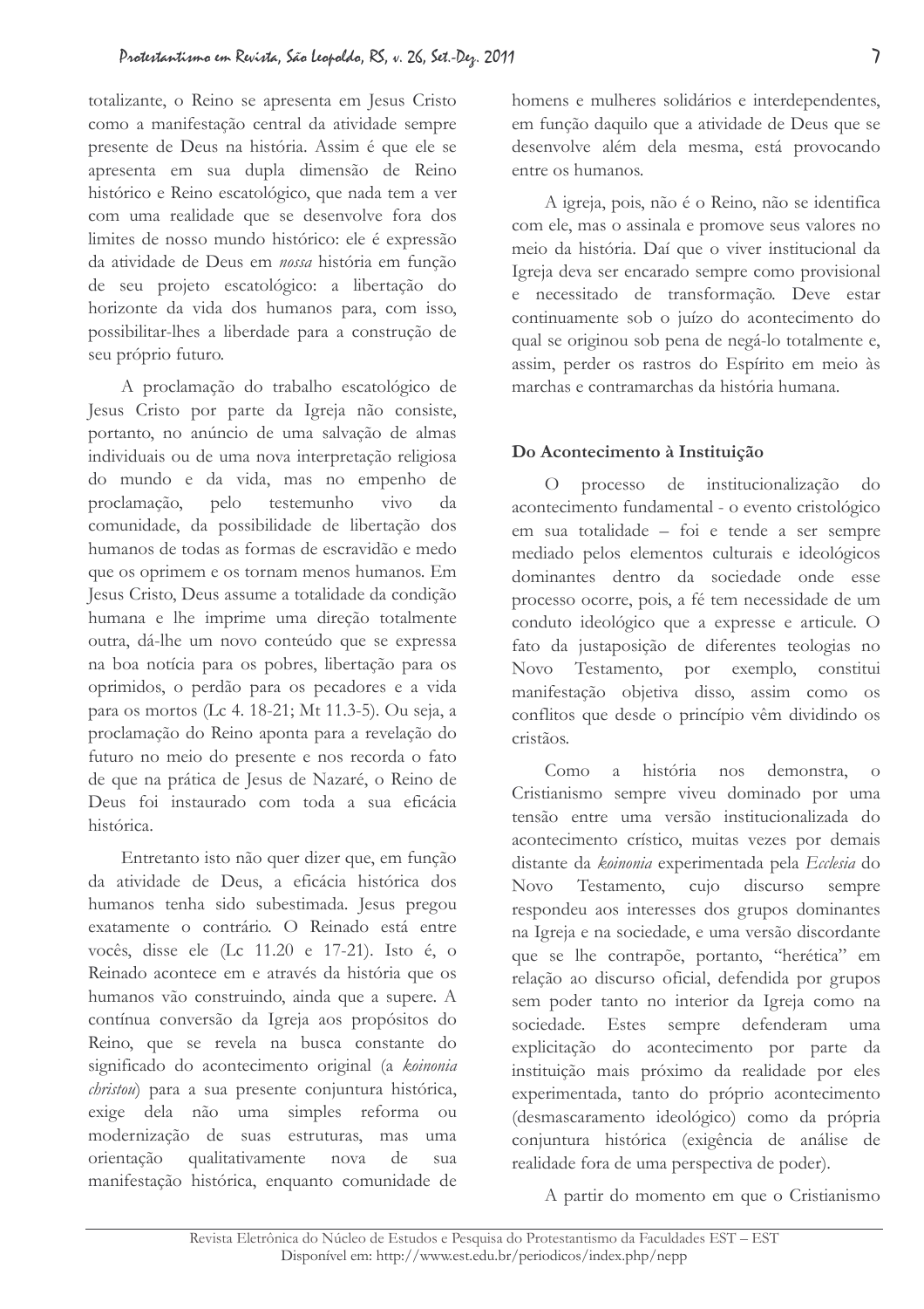totalizante, o Reino se apresenta em Jesus Cristo como a manifestação central da atividade sempre presente de Deus na história. Assim é que ele se apresenta em sua dupla dimensão de Reino histórico e Reino escatológico, que nada tem a ver com uma realidade que se desenvolve fora dos limites de nosso mundo histórico: ele é expressão da atividade de Deus em *nossa* história em função de seu projeto escatológico: a libertação do horizonte da vida dos humanos para, com isso, possibilitar-lhes a liberdade para a construção de seu próprio futuro.

A proclamação do trabalho escatológico de Jesus Cristo por parte da Igreja não consiste, portanto, no anúncio de uma salvação de almas individuais ou de uma nova interpretação religiosa do mundo e da vida, mas no empenho de proclamação, pelo testemunho vivo da comunidade, da possibilidade de libertação dos humanos de todas as formas de escravidão e medo que os oprimem e os tornam menos humanos. Em Jesus Cristo, Deus assume a totalidade da condição humana e lhe imprime uma direção totalmente outra, dá-lhe um novo conteúdo que se expressa na boa notícia para os pobres, libertação para os oprimidos, o perdão para os pecadores e a vida para os mortos (Lc 4. 18-21; Mt 11.3-5). Ou seja, a proclamação do Reino aponta para a revelação do futuro no meio do presente e nos recorda o fato de que na prática de Jesus de Nazaré, o Reino de Deus foi instaurado com toda a sua eficácia histórica.

Entretanto isto não quer dizer que, em função da atividade de Deus, a eficácia histórica dos humanos tenha sido subestimada. Jesus pregou exatamente o contrário. O Reinado está entre vocês, disse ele (Lc 11.20 e 17-21). Isto é, o Reinado acontece em e através da história que os humanos vão construindo, ainda que a supere. A contínua conversão da Igreja aos propósitos do Reino, que se revela na busca constante do significado do acontecimento original (a *koinonia christou*) para a sua presente conjuntura histórica, exige dela não uma simples reforma ou modernização de suas estruturas, mas uma orientação qualitativamente nova de sua manifestação histórica, enquanto comunidade de homens e mulheres solidários e interdependentes, em função daquilo que a atividade de Deus que se desenvolve além dela mesma, está provocando entre os humanos.

A igreja, pois, não é o Reino, não se identifica com ele, mas o assinala e promove seus valores no meio da história. Daí que o viver institucional da Igreja deva ser encarado sempre como provisional e necessitado de transformação. Deve estar continuamente sob o juízo do acontecimento do qual se originou sob pena de negá-lo totalmente e, assim, perder os rastros do Espírito em meio às marchas e contramarchas da história humana.

## Do Acontecimento à Instituição

O processo de institucionalização do acontecimento fundamental - o evento cristológico em sua totalidade – foi e tende a ser sempre mediado pelos elementos culturais e ideológicos dominantes dentro da sociedade onde esse processo ocorre, pois, a fé tem necessidade de um conduto ideológico que a expresse e articule. O fato da justaposição de diferentes teologias no Novo Testamento, por exemplo, constitui manifestação objetiva disso, assim como os conflitos que desde o princípio vêm dividindo os cristãos.

Como a história nos demonstra, o Cristianismo sempre viveu dominado por uma tensão entre uma versão institucionalizada do acontecimento crístico, muitas vezes por demais distante da *koinonia* experimentada pela *Ecclesia* do Novo Testamento, cujo discurso sempre respondeu aos interesses dos grupos dominantes na Igreja e na sociedade, e uma versão discordante que se lhe contrapõe, portanto, "herética" em relação ao discurso oficial, defendida por grupos sem poder tanto no interior da Igreja como na sociedade. Estes sempre defenderam uma explicitação do acontecimento por parte da instituição mais próximo da realidade por eles experimentada, tanto do próprio acontecimento (desmascaramento ideológico) como da própria conjuntura histórica (exigência de análise de realidade fora de uma perspectiva de poder).

A partir do momento em que o Cristianismo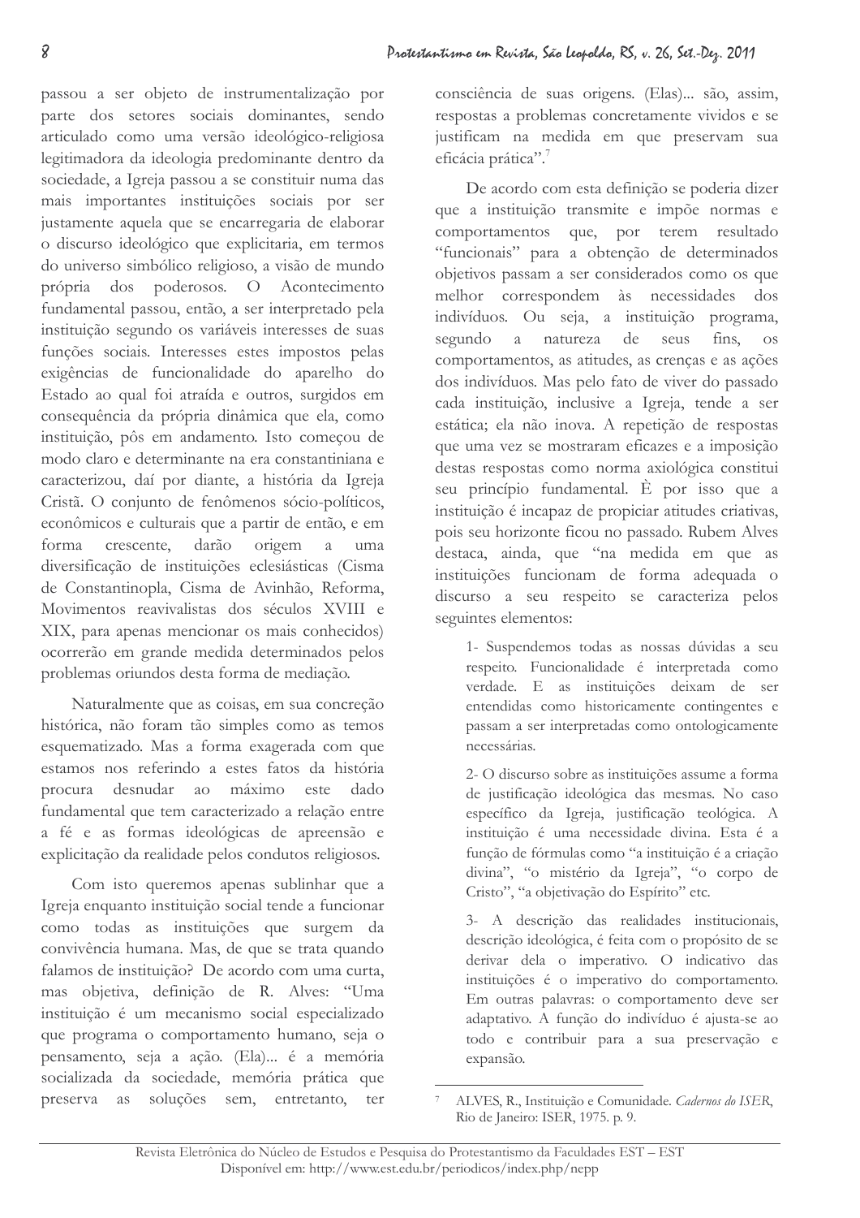passou a ser objeto de instrumentalização por parte dos setores sociais dominantes, sendo articulado como uma versão ideológico-religiosa legitimadora da ideologia predominante dentro da sociedade, a Igreja passou a se constituir numa das mais importantes instituições sociais por ser justamente aquela que se encarregaria de elaborar o discurso ideológico que explicitaria, em termos do universo simbólico religioso, a visão de mundo própria dos poderosos. O Acontecimento fundamental passou, então, a ser interpretado pela instituição segundo os variáveis interesses de suas funções sociais. Interesses estes impostos pelas exigências de funcionalidade do aparelho do Estado ao qual foi atraída e outros, surgidos em consequência da própria dinâmica que ela, como instituição, pôs em andamento. Isto começou de modo claro e determinante na era constantiniana e caracterizou, daí por diante, a história da Igreja Cristã. O conjunto de fenômenos sócio-políticos, econômicos e culturais que a partir de então, e em forma crescente, darão origem a uma diversificação de instituições eclesiásticas (Cisma de Constantinopla, Cisma de Avinhão, Reforma, Movimentos reavivalistas dos séculos XVIII e XIX, para apenas mencionar os mais conhecidos) ocorrerão em grande medida determinados pelos problemas oriundos desta forma de mediação.

Naturalmente que as coisas, em sua concreção histórica, não foram tão simples como as temos esquematizado. Mas a forma exagerada com que estamos nos referindo a estes fatos da história procura desnudar ao máximo este dado fundamental que tem caracterizado a relação entre a fé e as formas ideológicas de apreensão e explicitação da realidade pelos condutos religiosos.

Com isto queremos apenas sublinhar que a Igreja enquanto instituição social tende a funcionar como todas as instituições que surgem da convivência humana. Mas, de que se trata quando falamos de instituição? De acordo com uma curta, mas objetiva, definição de R. Alves: "Uma instituição é um mecanismo social especializado que programa o comportamento humano, seja o pensamento, seja a ação. (Ela)... é a memória socializada da sociedade, memória prática que preserva as soluções sem, entretanto, ter consciência de suas origens. (Elas)... são, assim, respostas a problemas concretamente vividos e se justificam na medida em que preservam sua eficácia prática".[7]

De acordo com esta definição se poderia dizer que a instituição transmite e impõe normas e comportamentos que, por terem resultado "funcionais" para a obtenção de determinados objetivos passam a ser considerados como os que melhor correspondem às necessidades dos indivíduos. Ou seja, a instituição programa, segundo a natureza de seus fins, os comportamentos, as atitudes, as crenças e as ações dos indivíduos. Mas pelo fato de viver do passado cada instituição, inclusive a Igreja, tende a ser estática; ela não inova. A repetição de respostas que uma vez se mostraram eficazes e a imposição destas respostas como norma axiológica constitui seu princípio fundamental. È por isso que a instituição é incapaz de propiciar atitudes criativas, pois seu horizonte ficou no passado. Rubem Alves destaca, ainda, que "na medida em que as instituições funcionam de forma adequada o discurso a seu respeito se caracteriza pelos seguintes elementos:

> 1- Suspendemos todas as nossas dúvidas a seu respeito. Funcionalidade é interpretada como verdade. E as instituições deixam de ser entendidas como historicamente contingentes e passam a ser interpretadas como ontologicamente necessárias.
>
> 2- O discurso sobre as instituições assume a forma de justificação ideológica das mesmas. No caso específico da Igreja, justificação teológica. A instituição é uma necessidade divina. Esta é a função de fórmulas como "a instituição é a criação divina", "o mistério da Igreja", "o corpo de Cristo", "a objetivação do Espírito" etc.
>
> 3- A descrição das realidades institucionais, descrição ideológica, é feita com o propósito de se derivar dela o imperativo. O indicativo das instituições é o imperativo do comportamento. Em outras palavras: o comportamento deve ser adaptativo. A função do indivíduo é ajusta-se ao todo e contribuir para a sua preservação e expansão.

---

[7] ALVES, R., Instituição e Comunidade. *Cadernos do ISER*, Rio de Janeiro: ISER, 1975. p. 9.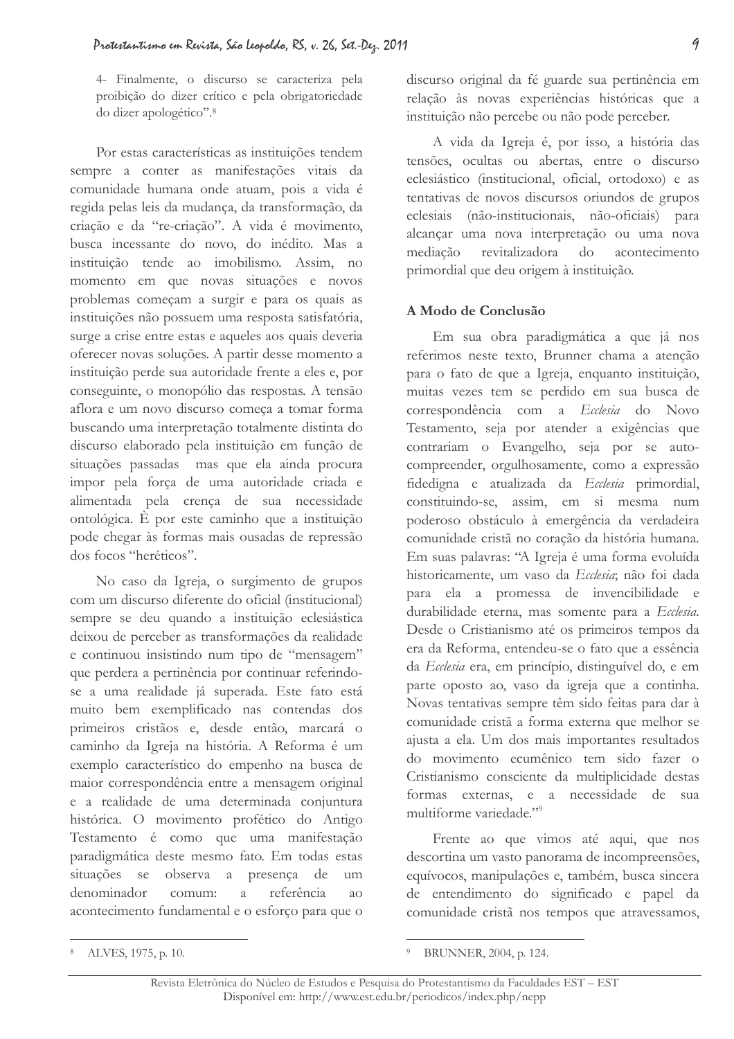4- Finalmente, o discurso se caracteriza pela proibição do dizer crítico e pela obrigatoriedade do dizer apologético".[8]

Por estas características as instituições tendem sempre a conter as manifestações vitais da comunidade humana onde atuam, pois a vida é regida pelas leis da mudança, da transformação, da criação e da "re-criação". A vida é movimento, busca incessante do novo, do inédito. Mas a instituição tende ao imobilismo. Assim, no momento em que novas situações e novos problemas começam a surgir e para os quais as instituições não possuem uma resposta satisfatória, surge a crise entre estas e aqueles aos quais deveria oferecer novas soluções. A partir desse momento a instituição perde sua autoridade frente a eles e, por conseguinte, o monopólio das respostas. A tensão aflora e um novo discurso começa a tomar forma buscando uma interpretação totalmente distinta do discurso elaborado pela instituição em função de situações passadas mas que ela ainda procura impor pela força de uma autoridade criada e alimentada pela crença de sua necessidade ontológica. È por este caminho que a instituição pode chegar às formas mais ousadas de repressão dos focos "heréticos".

No caso da Igreja, o surgimento de grupos com um discurso diferente do oficial (institucional) sempre se deu quando a instituição eclesiástica deixou de perceber as transformações da realidade e continuou insistindo num tipo de "mensagem" que perdera a pertinência por continuar referindo-se a uma realidade já superada. Este fato está muito bem exemplificado nas contendas dos primeiros cristãos e, desde então, marcará o caminho da Igreja na história. A Reforma é um exemplo característico do empenho na busca de maior correspondência entre a mensagem original e a realidade de uma determinada conjuntura histórica. O movimento profético do Antigo Testamento é como que uma manifestação paradigmática deste mesmo fato. Em todas estas situações se observa a presença de um denominador comum: a referência ao acontecimento fundamental e o esforço para que o discurso original da fé guarde sua pertinência em relação às novas experiências históricas que a instituição não percebe ou não pode perceber.

A vida da Igreja é, por isso, a história das tensões, ocultas ou abertas, entre o discurso eclesiástico (institucional, oficial, ortodoxo) e as tentativas de novos discursos oriundos de grupos eclesiais (não-institucionais, não-oficiais) para alcançar uma nova interpretação ou uma nova mediação revitalizadora do acontecimento primordial que deu origem à instituição.

### A Modo de Conclusão

Em sua obra paradigmática a que já nos referimos neste texto, Brunner chama a atenção para o fato de que a Igreja, enquanto instituição, muitas vezes tem se perdido em sua busca de correspondência com a *Ecclesia* do Novo Testamento, seja por atender a exigências que contrariam o Evangelho, seja por se auto-compreender, orgulhosamente, como a expressão fidedigna e atualizada da *Ecclesia* primordial, constituindo-se, assim, em si mesma num poderoso obstáculo à emergência da verdadeira comunidade cristã no coração da história humana. Em suas palavras: "A Igreja é uma forma evoluída historicamente, um vaso da *Ecclesia*; não foi dada para ela a promessa de invencibilidade e durabilidade eterna, mas somente para a *Ecclesia*. Desde o Cristianismo até os primeiros tempos da era da Reforma, entendeu-se o fato que a essência da *Ecclesia* era, em princípio, distinguível do, e em parte oposto ao, vaso da igreja que a continha. Novas tentativas sempre têm sido feitas para dar à comunidade cristã a forma externa que melhor se ajusta a ela. Um dos mais importantes resultados do movimento ecumênico tem sido fazer o Cristianismo consciente da multiplicidade destas formas externas, e a necessidade de sua multiforme variedade."[9]

Frente ao que vimos até aqui, que nos descortina um vasto panorama de incompreensões, equívocos, manipulações e, também, busca sincera de entendimento do significado e papel da comunidade cristã nos tempos que atravessamos,

---

[8] ALVES, 1975, p. 10.

[9] BRUNNER, 2004, p. 124.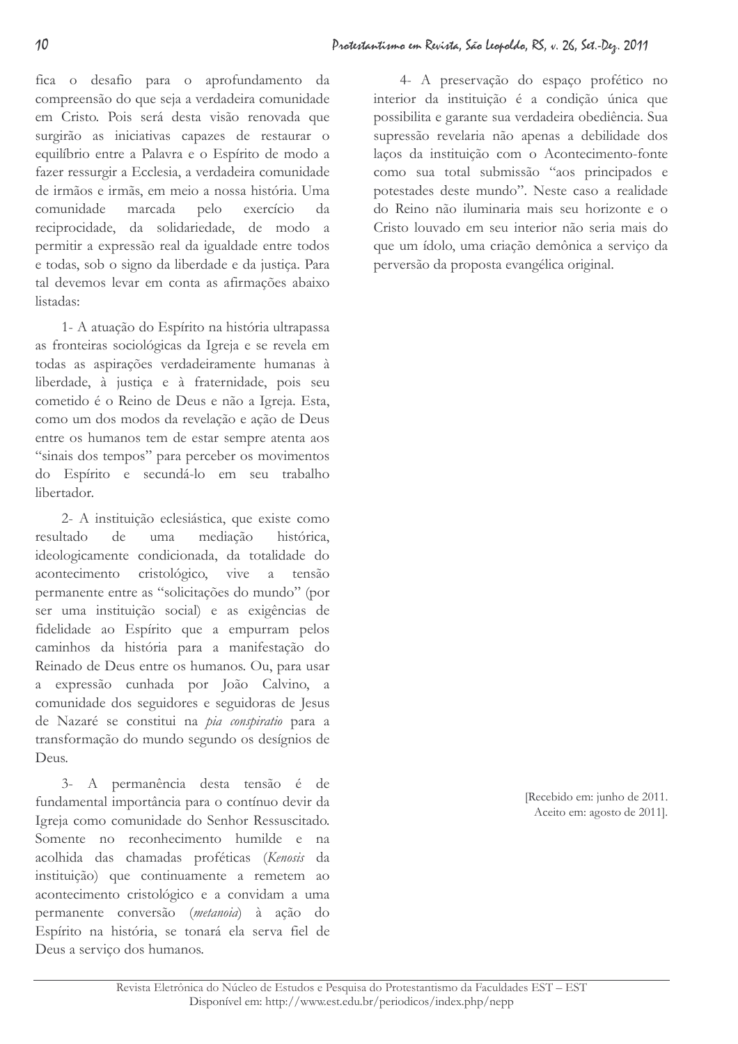fica o desafio para o aprofundamento da compreensão do que seja a verdadeira comunidade em Cristo. Pois será desta visão renovada que surgirão as iniciativas capazes de restaurar o equilíbrio entre a Palavra e o Espírito de modo a fazer ressurgir a Ecclesia, a verdadeira comunidade de irmãos e irmãs, em meio a nossa história. Uma comunidade marcada pelo exercício da reciprocidade, da solidariedade, de modo a permitir a expressão real da igualdade entre todos e todas, sob o signo da liberdade e da justiça. Para tal devemos levar em conta as afirmações abaixo listadas:

1- A atuação do Espírito na história ultrapassa as fronteiras sociológicas da Igreja e se revela em todas as aspirações verdadeiramente humanas à liberdade, à justiça e à fraternidade, pois seu cometido é o Reino de Deus e não a Igreja. Esta, como um dos modos da revelação e ação de Deus entre os humanos tem de estar sempre atenta aos "sinais dos tempos" para perceber os movimentos do Espírito e secundá-lo em seu trabalho libertador.

2- A instituição eclesiástica, que existe como resultado de uma mediação histórica, ideologicamente condicionada, da totalidade do acontecimento cristológico, vive a tensão permanente entre as "solicitações do mundo" (por ser uma instituição social) e as exigências de fidelidade ao Espírito que a empurram pelos caminhos da história para a manifestação do Reinado de Deus entre os humanos. Ou, para usar a expressão cunhada por João Calvino, a comunidade dos seguidores e seguidoras de Jesus de Nazaré se constitui na *pia conspiratio* para a transformação do mundo segundo os desígnios de Deus.

3- A permanência desta tensão é de fundamental importância para o contínuo devir da Igreja como comunidade do Senhor Ressuscitado. Somente no reconhecimento humilde e na acolhida das chamadas proféticas (*Kenosis* da instituição) que continuamente a remetem ao acontecimento cristológico e a convidam a uma permanente conversão (*metanoia*) à ação do Espírito na história, se tonará ela serva fiel de Deus a serviço dos humanos.

4- A preservação do espaço profético no interior da instituição é a condição única que possibilita e garante sua verdadeira obediência. Sua supressão revelaria não apenas a debilidade dos laços da instituição com o Acontecimento-fonte como sua total submissão "aos principados e potestades deste mundo". Neste caso a realidade do Reino não iluminaria mais seu horizonte e o Cristo louvado em seu interior não seria mais do que um ídolo, uma criação demônica a serviço da perversão da proposta evangélica original.

[Recebido em: junho de 2011.
Aceito em: agosto de 2011].